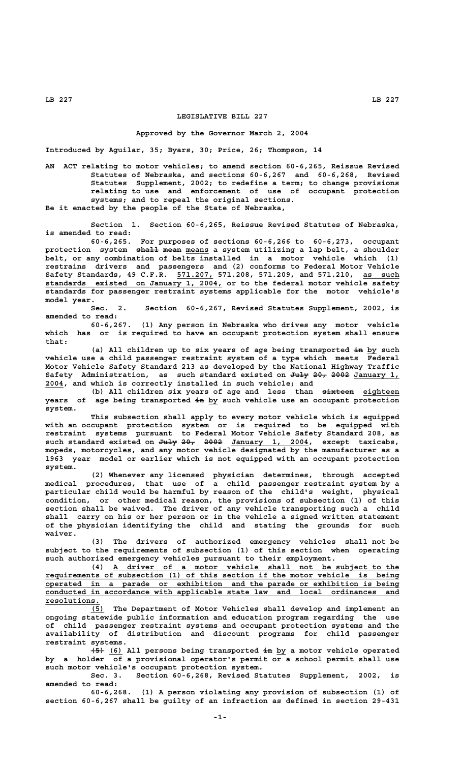# LEGISLATIVE BILL 227

**Approved by the Governor March 2, 2004**

**Introduced by Aguilar, 35; Byars, 30; Price, 26; Thompson, 14**

AN ACT relating to motor vehicles; to amend section 60-6,265, Reissue Revised Statutes of Nebraska, and sections 60-6,267 and 60-6,268, Revised Statutes Supplement, 2002; to redefine a term; to change provisions relating to use and enforcement of use of occupant protection systems; and to repeal the original sections.

Be it enacted by the people of the State of Nebraska,

Section 1. Section 60-6,265, Reissue Revised Statutes of Nebraska, is amended to read:

60-6,265. For purposes of sections 60-6,266 to 60-6,273, occupant protection system ~~shall mean~~ means a system utilizing a lap belt, a shoulder belt, or any combination of belts installed in a motor vehicle which (1) restrains drivers and passengers and (2) conforms to Federal Motor Vehicle Safety Standards, 49 C.F.R. 571.207, 571.208, 571.209, and 571.210, as such standards existed on January 1, 2004, or to the federal motor vehicle safety standards for passenger restraint systems applicable for the motor vehicle's model year.

Sec. 2. Section 60-6,267, Revised Statutes Supplement, 2002, is amended to read:

60-6,267. (1) Any person in Nebraska who drives any motor vehicle which has or is required to have an occupant protection system shall ensure that:

(a) All children up to six years of age being transported ~~in~~ by such vehicle use a child passenger restraint system of a type which meets Federal Motor Vehicle Safety Standard 213 as developed by the National Highway Traffic Safety Administration, as such standard existed on ~~July 20, 2002~~ January 1, 2004, and which is correctly installed in such vehicle; and

(b) All children six years of age and less than ~~sixteen~~ eighteen years of age being transported ~~in~~ by such vehicle use an occupant protection system.

This subsection shall apply to every motor vehicle which is equipped with an occupant protection system or is required to be equipped with restraint systems pursuant to Federal Motor Vehicle Safety Standard 208, as such standard existed on ~~July 20, 2002~~ January 1, 2004, except taxicabs, mopeds, motorcycles, and any motor vehicle designated by the manufacturer as a 1963 year model or earlier which is not equipped with an occupant protection system.

(2) Whenever any licensed physician determines, through accepted medical procedures, that use of a child passenger restraint system by a particular child would be harmful by reason of the child's weight, physical condition, or other medical reason, the provisions of subsection (1) of this section shall be waived. The driver of any vehicle transporting such a child shall carry on his or her person or in the vehicle a signed written statement of the physician identifying the child and stating the grounds for such waiver.

(3) The drivers of authorized emergency vehicles shall not be subject to the requirements of subsection (1) of this section when operating such authorized emergency vehicles pursuant to their employment.

(4) A driver of a motor vehicle shall not be subject to the requirements of subsection (1) of this section if the motor vehicle is being operated in a parade or exhibition and the parade or exhibition is being conducted in accordance with applicable state law and local ordinances and resolutions.

(5) The Department of Motor Vehicles shall develop and implement an ongoing statewide public information and education program regarding the use of child passenger restraint systems and occupant protection systems and the availability of distribution and discount programs for child passenger restraint systems.

~~(5)~~ (6) All persons being transported ~~in~~ by a motor vehicle operated by a holder of a provisional operator's permit or a school permit shall use such motor vehicle's occupant protection system.

Sec. 3. Section 60-6,268, Revised Statutes Supplement, 2002, is amended to read:

60-6,268. (1) A person violating any provision of subsection (1) of section 60-6,267 shall be guilty of an infraction as defined in section 29-431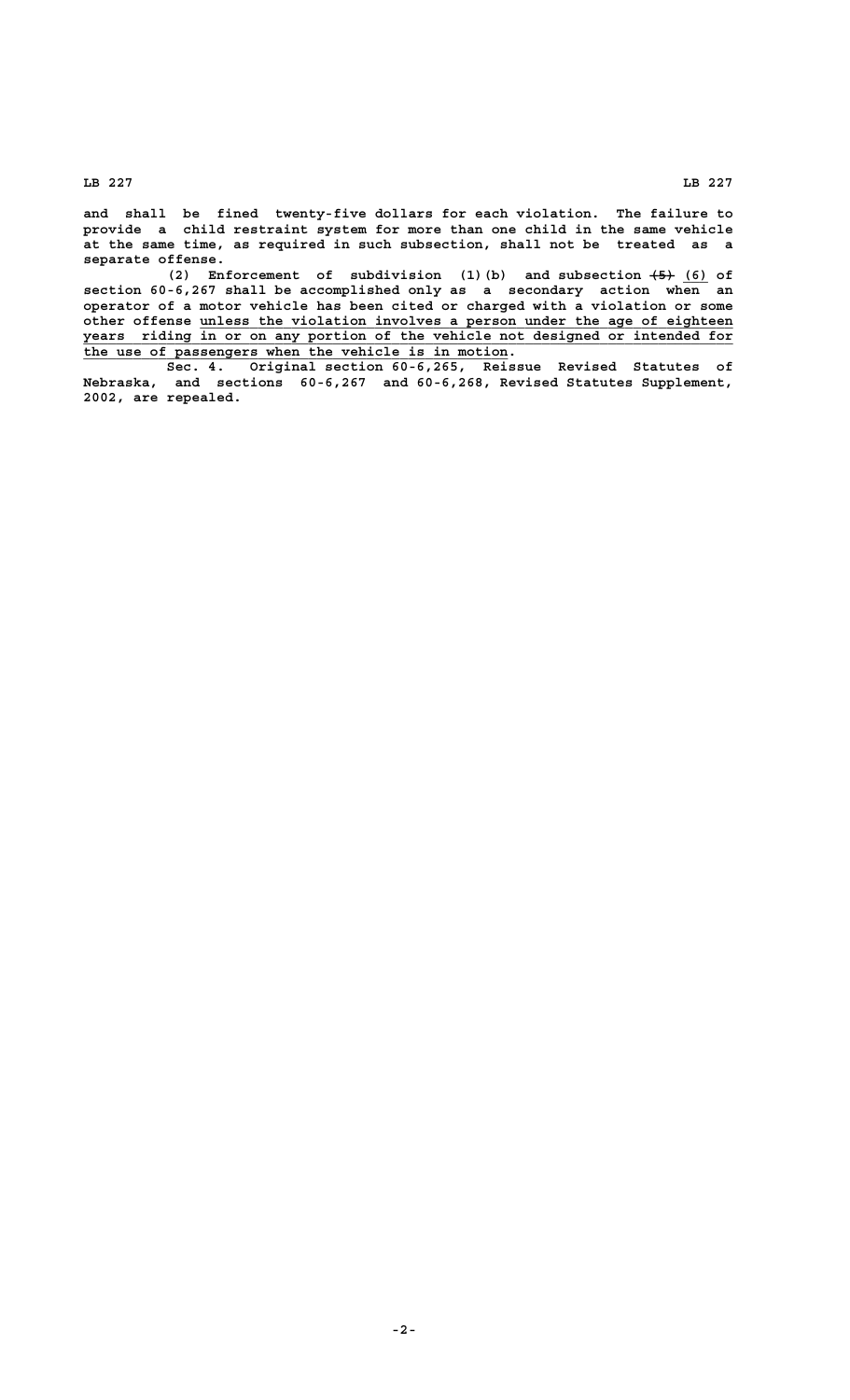and shall be fined twenty-five dollars for each violation. The failure to provide a child restraint system for more than one child in the same vehicle at the same time, as required in such subsection, shall not be treated as a separate offense.

(2) Enforcement of subdivision (1)(b) and subsection ~~(5)~~ <u>(6)</u> of section 60-6,267 shall be accomplished only as a secondary action when an operator of a motor vehicle has been cited or charged with a violation or some other offense <u>unless the violation involves a person under the age of eighteen years riding in or on any portion of the vehicle not designed or intended for the use of passengers when the vehicle is in motion</u>.

Sec. 4. Original section 60-6,265, Reissue Revised Statutes of Nebraska, and sections 60-6,267 and 60-6,268, Revised Statutes Supplement, 2002, are repealed.